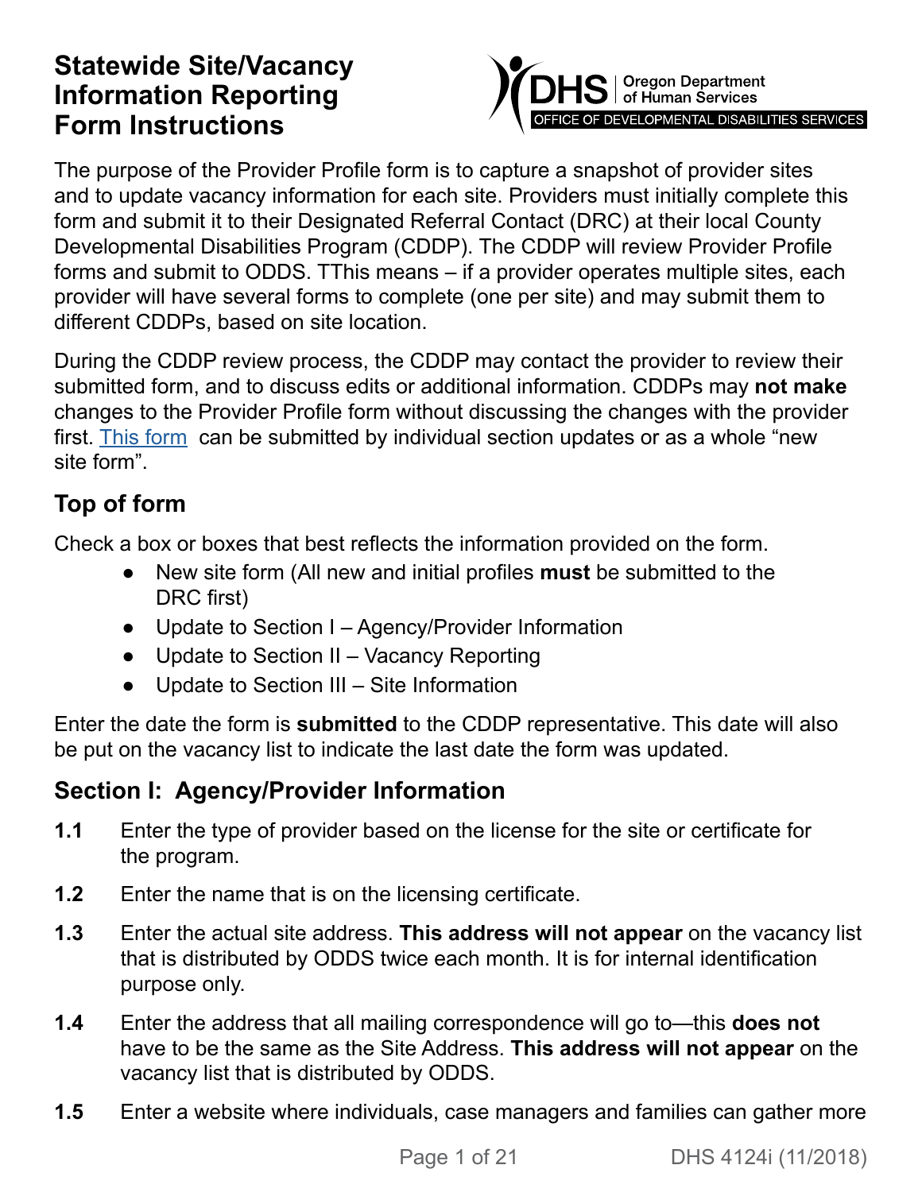# Statewide Site/Vacancy Information Reporting Form Instructions

DHS | Oregon Department of Human Services
OFFICE OF DEVELOPMENTAL DISABILITIES SERVICES

The purpose of the Provider Profile form is to capture a snapshot of provider sites and to update vacancy information for each site. Providers must initially complete this form and submit it to their Designated Referral Contact (DRC) at their local County Developmental Disabilities Program (CDDP). The CDDP will review Provider Profile forms and submit to ODDS. TThis means – if a provider operates multiple sites, each provider will have several forms to complete (one per site) and may submit them to different CDDPs, based on site location.

During the CDDP review process, the CDDP may contact the provider to review their submitted form, and to discuss edits or additional information. CDDPs may **not make** changes to the Provider Profile form without discussing the changes with the provider first. [This form](#) can be submitted by individual section updates or as a whole "new site form".

## Top of form

Check a box or boxes that best reflects the information provided on the form.

- New site form (All new and initial profiles **must** be submitted to the DRC first)
- Update to Section I – Agency/Provider Information
- Update to Section II – Vacancy Reporting
- Update to Section III – Site Information

Enter the date the form is **submitted** to the CDDP representative. This date will also be put on the vacancy list to indicate the last date the form was updated.

## Section I: Agency/Provider Information

**1.1** Enter the type of provider based on the license for the site or certificate for the program.

**1.2** Enter the name that is on the licensing certificate.

**1.3** Enter the actual site address. **This address will not appear** on the vacancy list that is distributed by ODDS twice each month. It is for internal identification purpose only.

**1.4** Enter the address that all mailing correspondence will go to—this **does not** have to be the same as the Site Address. **This address will not appear** on the vacancy list that is distributed by ODDS.

**1.5** Enter a website where individuals, case managers and families can gather more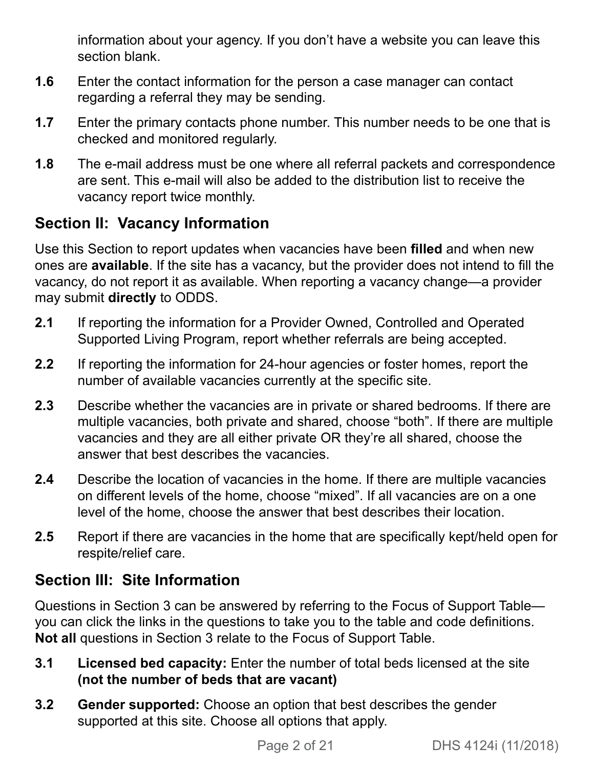information about your agency. If you don't have a website you can leave this section blank.

**1.6** Enter the contact information for the person a case manager can contact regarding a referral they may be sending.

**1.7** Enter the primary contacts phone number. This number needs to be one that is checked and monitored regularly.

**1.8** The e-mail address must be one where all referral packets and correspondence are sent. This e-mail will also be added to the distribution list to receive the vacancy report twice monthly.

## Section II: Vacancy Information

Use this Section to report updates when vacancies have been **filled** and when new ones are **available**. If the site has a vacancy, but the provider does not intend to fill the vacancy, do not report it as available. When reporting a vacancy change—a provider may submit **directly** to ODDS.

**2.1** If reporting the information for a Provider Owned, Controlled and Operated Supported Living Program, report whether referrals are being accepted.

**2.2** If reporting the information for 24-hour agencies or foster homes, report the number of available vacancies currently at the specific site.

**2.3** Describe whether the vacancies are in private or shared bedrooms. If there are multiple vacancies, both private and shared, choose "both". If there are multiple vacancies and they are all either private OR they're all shared, choose the answer that best describes the vacancies.

**2.4** Describe the location of vacancies in the home. If there are multiple vacancies on different levels of the home, choose "mixed". If all vacancies are on a one level of the home, choose the answer that best describes their location.

**2.5** Report if there are vacancies in the home that are specifically kept/held open for respite/relief care.

## Section III: Site Information

Questions in Section 3 can be answered by referring to the Focus of Support Table—you can click the links in the questions to take you to the table and code definitions. **Not all** questions in Section 3 relate to the Focus of Support Table.

**3.1** **Licensed bed capacity:** Enter the number of total beds licensed at the site **(not the number of beds that are vacant)**

**3.2** **Gender supported:** Choose an option that best describes the gender supported at this site. Choose all options that apply.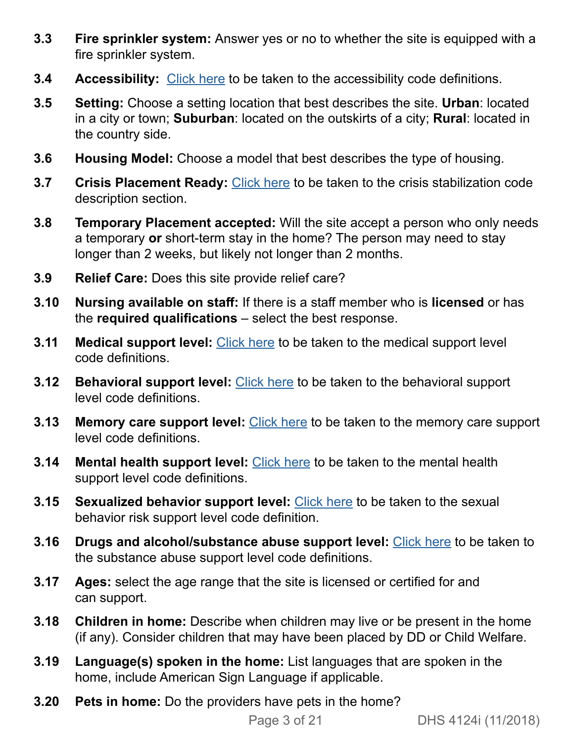**3.3 Fire sprinkler system:** Answer yes or no to whether the site is equipped with a fire sprinkler system.

**3.4 Accessibility:** Click here to be taken to the accessibility code definitions.

**3.5 Setting:** Choose a setting location that best describes the site. **Urban**: located in a city or town; **Suburban**: located on the outskirts of a city; **Rural**: located in the country side.

**3.6 Housing Model:** Choose a model that best describes the type of housing.

**3.7 Crisis Placement Ready:** Click here to be taken to the crisis stabilization code description section.

**3.8 Temporary Placement accepted:** Will the site accept a person who only needs a temporary **or** short-term stay in the home? The person may need to stay longer than 2 weeks, but likely not longer than 2 months.

**3.9 Relief Care:** Does this site provide relief care?

**3.10 Nursing available on staff:** If there is a staff member who is **licensed** or has the **required qualifications** – select the best response.

**3.11 Medical support level:** Click here to be taken to the medical support level code definitions.

**3.12 Behavioral support level:** Click here to be taken to the behavioral support level code definitions.

**3.13 Memory care support level:** Click here to be taken to the memory care support level code definitions.

**3.14 Mental health support level:** Click here to be taken to the mental health support level code definitions.

**3.15 Sexualized behavior support level:** Click here to be taken to the sexual behavior risk support level code definition.

**3.16 Drugs and alcohol/substance abuse support level:** Click here to be taken to the substance abuse support level code definitions.

**3.17 Ages:** select the age range that the site is licensed or certified for and can support.

**3.18 Children in home:** Describe when children may live or be present in the home (if any). Consider children that may have been placed by DD or Child Welfare.

**3.19 Language(s) spoken in the home:** List languages that are spoken in the home, include American Sign Language if applicable.

**3.20 Pets in home:** Do the providers have pets in the home?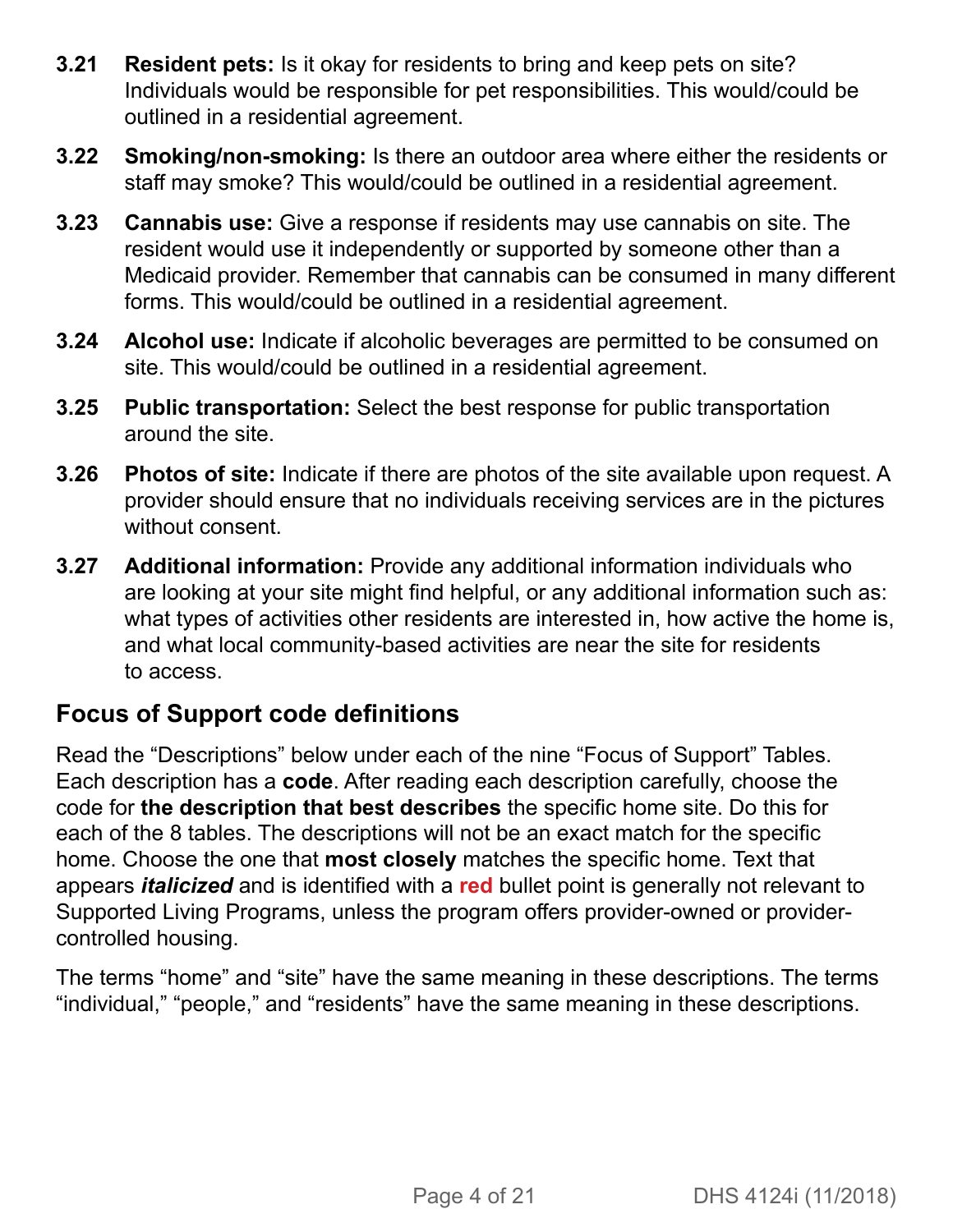**3.21 Resident pets:** Is it okay for residents to bring and keep pets on site? Individuals would be responsible for pet responsibilities. This would/could be outlined in a residential agreement.

**3.22 Smoking/non-smoking:** Is there an outdoor area where either the residents or staff may smoke? This would/could be outlined in a residential agreement.

**3.23 Cannabis use:** Give a response if residents may use cannabis on site. The resident would use it independently or supported by someone other than a Medicaid provider. Remember that cannabis can be consumed in many different forms. This would/could be outlined in a residential agreement.

**3.24 Alcohol use:** Indicate if alcoholic beverages are permitted to be consumed on site. This would/could be outlined in a residential agreement.

**3.25 Public transportation:** Select the best response for public transportation around the site.

**3.26 Photos of site:** Indicate if there are photos of the site available upon request. A provider should ensure that no individuals receiving services are in the pictures without consent.

**3.27 Additional information:** Provide any additional information individuals who are looking at your site might find helpful, or any additional information such as: what types of activities other residents are interested in, how active the home is, and what local community-based activities are near the site for residents to access.

## Focus of Support code definitions

Read the "Descriptions" below under each of the nine "Focus of Support" Tables. Each description has a **code**. After reading each description carefully, choose the code for **the description that best describes** the specific home site. Do this for each of the 8 tables. The descriptions will not be an exact match for the specific home. Choose the one that **most closely** matches the specific home. Text that appears ***italicized*** and is identified with a **red** bullet point is generally not relevant to Supported Living Programs, unless the program offers provider-owned or provider-controlled housing.

The terms "home" and "site" have the same meaning in these descriptions. The terms "individual," "people," and "residents" have the same meaning in these descriptions.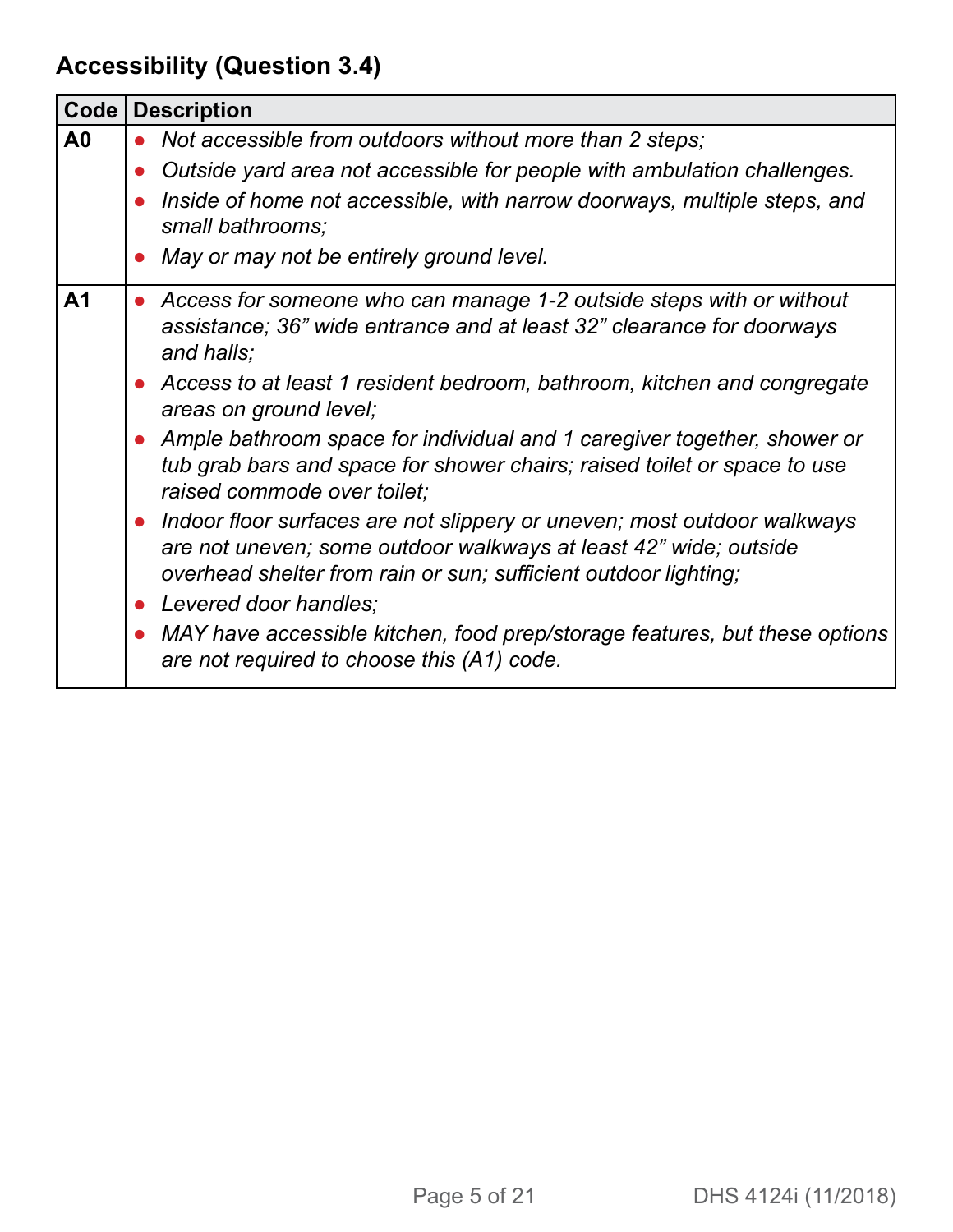## Accessibility (Question 3.4)

| Code | Description |
|---|---|
| **A0** | • *Not accessible from outdoors without more than 2 steps;*<br>• *Outside yard area not accessible for people with ambulation challenges.*<br>• *Inside of home not accessible, with narrow doorways, multiple steps, and small bathrooms;*<br>• *May or may not be entirely ground level.* |
| **A1** | • *Access for someone who can manage 1-2 outside steps with or without assistance; 36" wide entrance and at least 32" clearance for doorways and halls;*<br>• *Access to at least 1 resident bedroom, bathroom, kitchen and congregate areas on ground level;*<br>• *Ample bathroom space for individual and 1 caregiver together, shower or tub grab bars and space for shower chairs; raised toilet or space to use raised commode over toilet;*<br>• *Indoor floor surfaces are not slippery or uneven; most outdoor walkways are not uneven; some outdoor walkways at least 42" wide; outside overhead shelter from rain or sun; sufficient outdoor lighting;*<br>• *Levered door handles;*<br>• *MAY have accessible kitchen, food prep/storage features, but these options are not required to choose this (A1) code.* |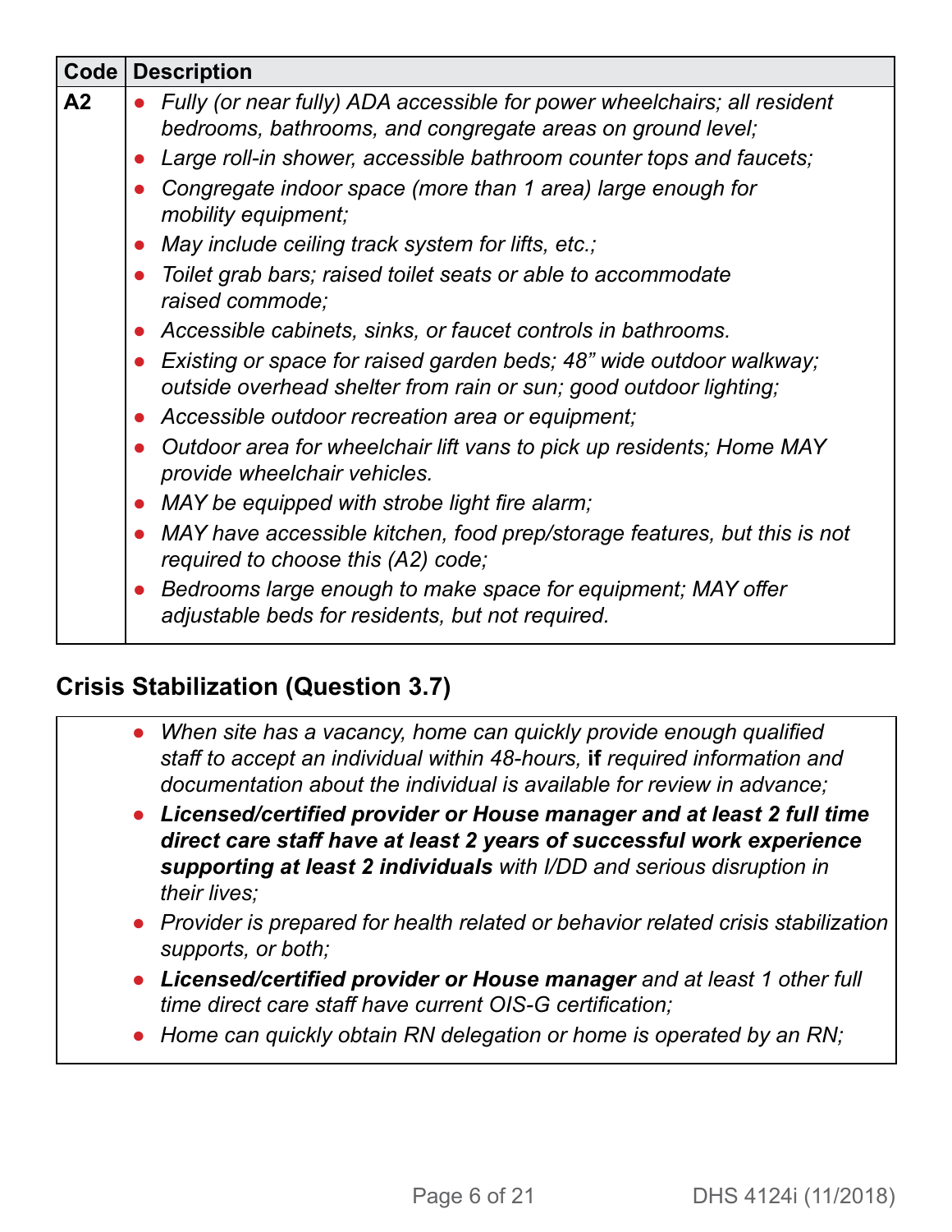| Code | Description |
| --- | --- |
| A2 | • *Fully (or near fully) ADA accessible for power wheelchairs; all resident bedrooms, bathrooms, and congregate areas on ground level;*<br>• *Large roll-in shower, accessible bathroom counter tops and faucets;*<br>• *Congregate indoor space (more than 1 area) large enough for mobility equipment;*<br>• *May include ceiling track system for lifts, etc.;*<br>• *Toilet grab bars; raised toilet seats or able to accommodate raised commode;*<br>• *Accessible cabinets, sinks, or faucet controls in bathrooms.*<br>• *Existing or space for raised garden beds; 48" wide outdoor walkway; outside overhead shelter from rain or sun; good outdoor lighting;*<br>• *Accessible outdoor recreation area or equipment;*<br>• *Outdoor area for wheelchair lift vans to pick up residents; Home MAY provide wheelchair vehicles.*<br>• *MAY be equipped with strobe light fire alarm;*<br>• *MAY have accessible kitchen, food prep/storage features, but this is not required to choose this (A2) code;*<br>• *Bedrooms large enough to make space for equipment; MAY offer adjustable beds for residents, but not required.* |

## Crisis Stabilization (Question 3.7)

- *When site has a vacancy, home can quickly provide enough qualified staff to accept an individual within 48-hours,* **if** *required information and documentation about the individual is available for review in advance;*
- ***Licensed/certified provider or House manager and at least 2 full time direct care staff have at least 2 years of successful work experience supporting at least 2 individuals** with I/DD and serious disruption in their lives;*
- *Provider is prepared for health related or behavior related crisis stabilization supports, or both;*
- ***Licensed/certified provider or House manager** and at least 1 other full time direct care staff have current OIS-G certification;*
- *Home can quickly obtain RN delegation or home is operated by an RN;*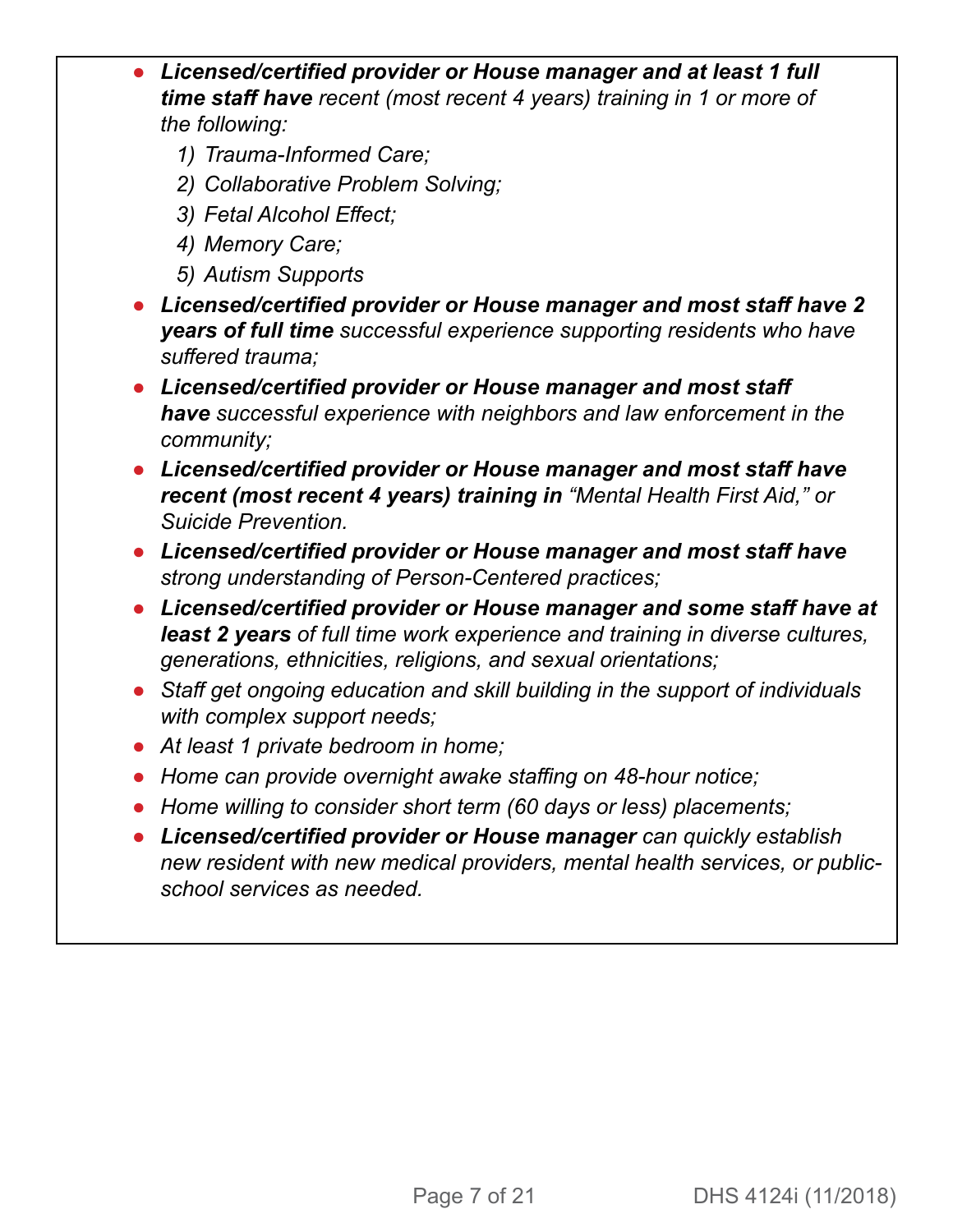- ***Licensed/certified provider or House manager and at least 1 full time staff have*** *recent (most recent 4 years) training in 1 or more of the following:*
  1) *Trauma-Informed Care;*
  2) *Collaborative Problem Solving;*
  3) *Fetal Alcohol Effect;*
  4) *Memory Care;*
  5) *Autism Supports*
- ***Licensed/certified provider or House manager and most staff have 2 years of full time*** *successful experience supporting residents who have suffered trauma;*
- ***Licensed/certified provider or House manager and most staff have*** *successful experience with neighbors and law enforcement in the community;*
- ***Licensed/certified provider or House manager and most staff have recent (most recent 4 years) training in*** *"Mental Health First Aid," or Suicide Prevention.*
- ***Licensed/certified provider or House manager and most staff have*** *strong understanding of Person-Centered practices;*
- ***Licensed/certified provider or House manager and some staff have at least 2 years*** *of full time work experience and training in diverse cultures, generations, ethnicities, religions, and sexual orientations;*
- *Staff get ongoing education and skill building in the support of individuals with complex support needs;*
- *At least 1 private bedroom in home;*
- *Home can provide overnight awake staffing on 48-hour notice;*
- *Home willing to consider short term (60 days or less) placements;*
- ***Licensed/certified provider or House manager*** *can quickly establish new resident with new medical providers, mental health services, or public-school services as needed.*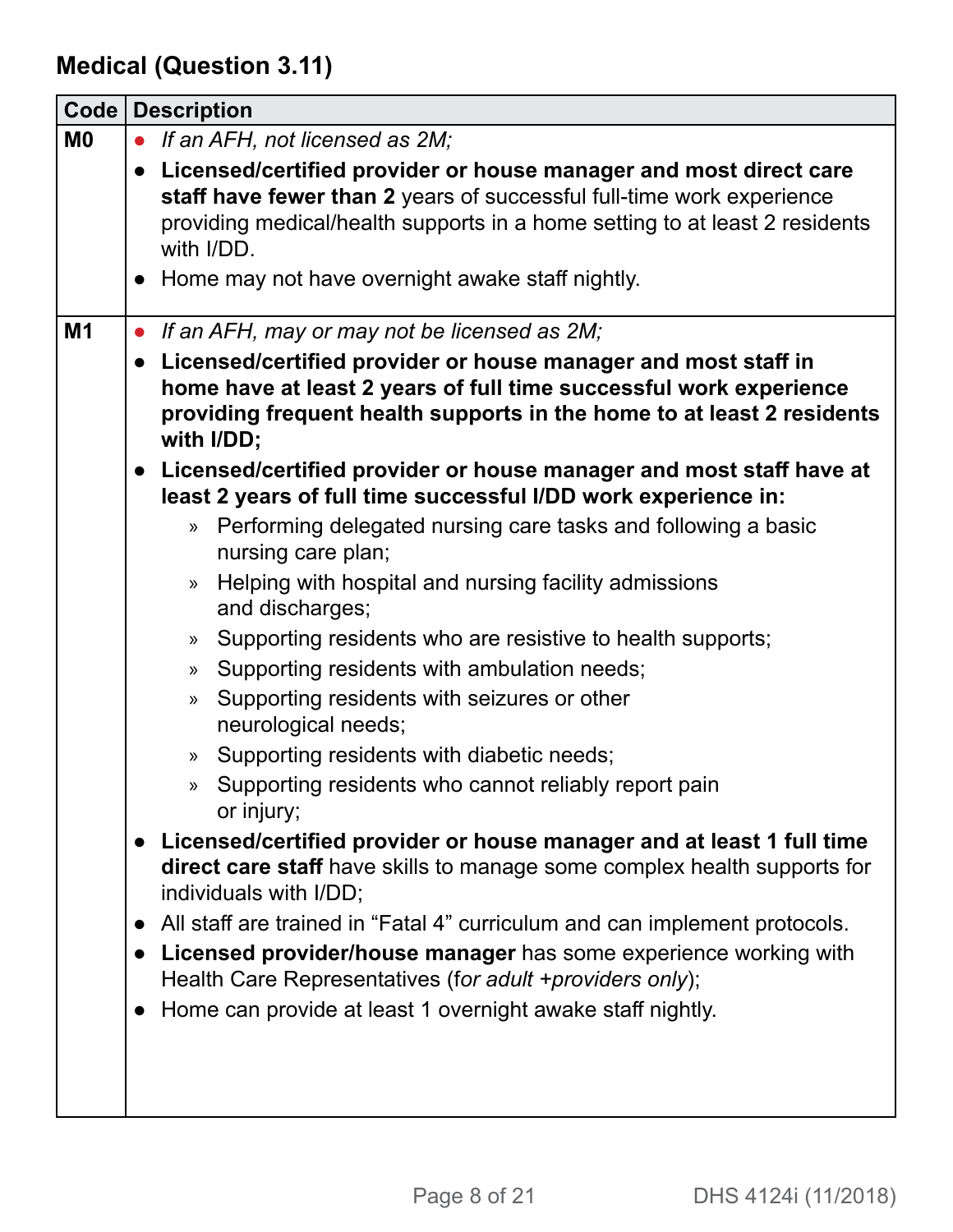## Medical (Question 3.11)

| Code | Description |
|---|---|
| **M0** | • *If an AFH, not licensed as 2M;*<br>• **Licensed/certified provider or house manager and most direct care staff have fewer than 2** years of successful full-time work experience providing medical/health supports in a home setting to at least 2 residents with I/DD.<br>• Home may not have overnight awake staff nightly. |
| **M1** | • *If an AFH, may or may not be licensed as 2M;*<br>• **Licensed/certified provider or house manager and most staff in home have at least 2 years of full time successful work experience providing frequent health supports in the home to at least 2 residents with I/DD;**<br>• **Licensed/certified provider or house manager and most staff have at least 2 years of full time successful I/DD work experience in:**<br>  » Performing delegated nursing care tasks and following a basic nursing care plan;<br>  » Helping with hospital and nursing facility admissions and discharges;<br>  » Supporting residents who are resistive to health supports;<br>  » Supporting residents with ambulation needs;<br>  » Supporting residents with seizures or other neurological needs;<br>  » Supporting residents with diabetic needs;<br>  » Supporting residents who cannot reliably report pain or injury;<br>• **Licensed/certified provider or house manager and at least 1 full time direct care staff** have skills to manage some complex health supports for individuals with I/DD;<br>• All staff are trained in "Fatal 4" curriculum and can implement protocols.<br>• **Licensed provider/house manager** has some experience working with Health Care Representatives (f*or adult +providers only*);<br>• Home can provide at least 1 overnight awake staff nightly. |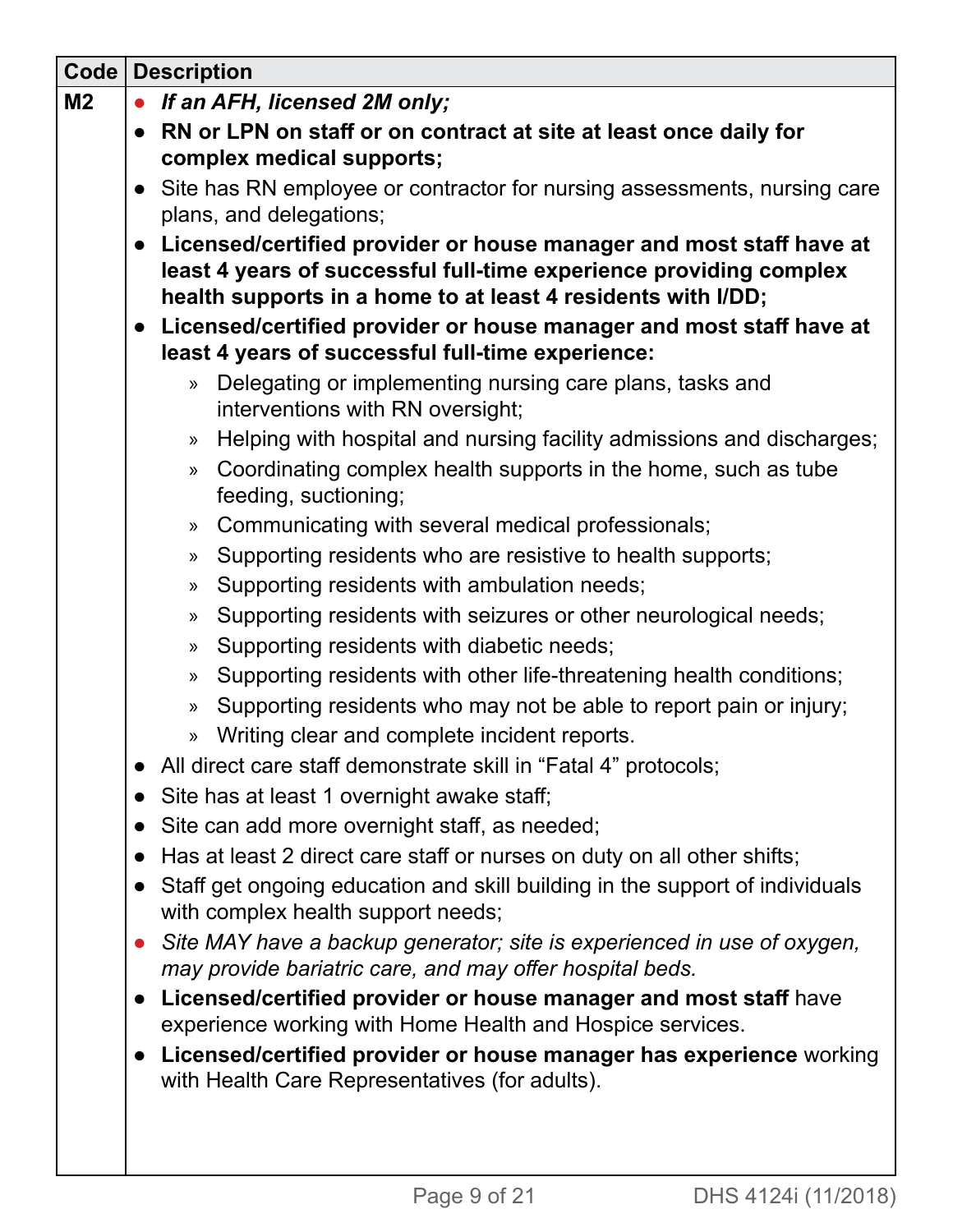| Code | Description |
|---|---|
| M2 | • *If an AFH, licensed 2M only;*<br>• **RN or LPN on staff or on contract at site at least once daily for complex medical supports;**<br>• Site has RN employee or contractor for nursing assessments, nursing care plans, and delegations;<br>• **Licensed/certified provider or house manager and most staff have at least 4 years of successful full-time experience providing complex health supports in a home to at least 4 residents with I/DD;**<br>• **Licensed/certified provider or house manager and most staff have at least 4 years of successful full-time experience:**<br>  » Delegating or implementing nursing care plans, tasks and interventions with RN oversight;<br>  » Helping with hospital and nursing facility admissions and discharges;<br>  » Coordinating complex health supports in the home, such as tube feeding, suctioning;<br>  » Communicating with several medical professionals;<br>  » Supporting residents who are resistive to health supports;<br>  » Supporting residents with ambulation needs;<br>  » Supporting residents with seizures or other neurological needs;<br>  » Supporting residents with diabetic needs;<br>  » Supporting residents with other life-threatening health conditions;<br>  » Supporting residents who may not be able to report pain or injury;<br>  » Writing clear and complete incident reports.<br>• All direct care staff demonstrate skill in "Fatal 4" protocols;<br>• Site has at least 1 overnight awake staff;<br>• Site can add more overnight staff, as needed;<br>• Has at least 2 direct care staff or nurses on duty on all other shifts;<br>• Staff get ongoing education and skill building in the support of individuals with complex health support needs;<br>• *Site MAY have a backup generator; site is experienced in use of oxygen, may provide bariatric care, and may offer hospital beds.*<br>• **Licensed/certified provider or house manager and most staff** have experience working with Home Health and Hospice services.<br>• **Licensed/certified provider or house manager has experience** working with Health Care Representatives (for adults). |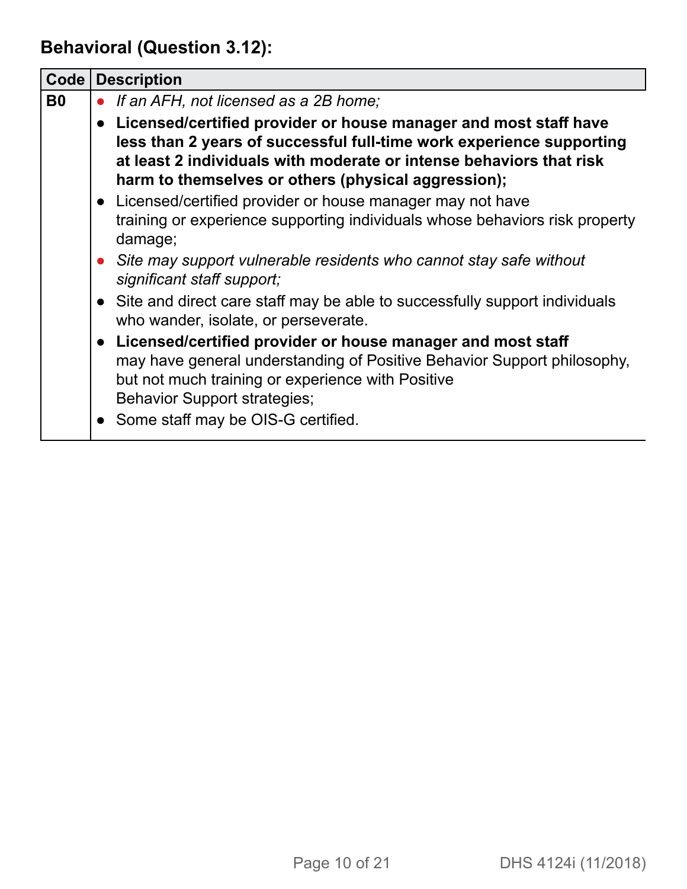## Behavioral (Question 3.12):

| Code | Description |
|---|---|
| **B0** | • *If an AFH, not licensed as a 2B home;*<br>• **Licensed/certified provider or house manager and most staff have less than 2 years of successful full-time work experience supporting at least 2 individuals with moderate or intense behaviors that risk harm to themselves or others (physical aggression);**<br>• Licensed/certified provider or house manager may not have training or experience supporting individuals whose behaviors risk property damage;<br>• *Site may support vulnerable residents who cannot stay safe without significant staff support;*<br>• Site and direct care staff may be able to successfully support individuals who wander, isolate, or perseverate.<br>• **Licensed/certified provider or house manager and most staff** may have general understanding of Positive Behavior Support philosophy, but not much training or experience with Positive Behavior Support strategies;<br>• Some staff may be OIS-G certified. |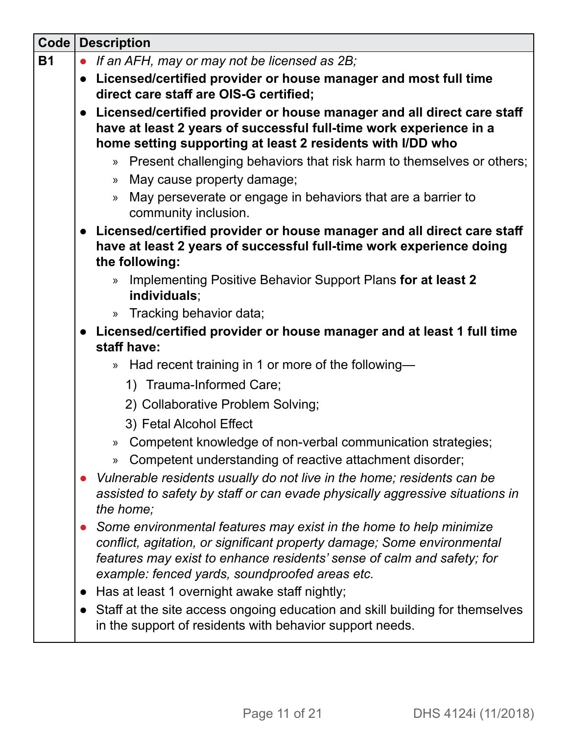| Code | Description |
| --- | --- |
| **B1** | • *If an AFH, may or may not be licensed as 2B;*<br>• **Licensed/certified provider or house manager and most full time direct care staff are OIS-G certified;**<br>• **Licensed/certified provider or house manager and all direct care staff have at least 2 years of successful full-time work experience in a home setting supporting at least 2 residents with I/DD who**<br>  » Present challenging behaviors that risk harm to themselves or others;<br>  » May cause property damage;<br>  » May perseverate or engage in behaviors that are a barrier to community inclusion.<br>• **Licensed/certified provider or house manager and all direct care staff have at least 2 years of successful full-time work experience doing the following:**<br>  » Implementing Positive Behavior Support Plans **for at least 2 individuals**;<br>  » Tracking behavior data;<br>• **Licensed/certified provider or house manager and at least 1 full time staff have:**<br>  » Had recent training in 1 or more of the following—<br>    1) Trauma-Informed Care;<br>    2) Collaborative Problem Solving;<br>    3) Fetal Alcohol Effect<br>  » Competent knowledge of non-verbal communication strategies;<br>  » Competent understanding of reactive attachment disorder;<br>• *Vulnerable residents usually do not live in the home; residents can be assisted to safety by staff or can evade physically aggressive situations in the home;*<br>• *Some environmental features may exist in the home to help minimize conflict, agitation, or significant property damage; Some environmental features may exist to enhance residents' sense of calm and safety; for example: fenced yards, soundproofed areas etc.*<br>• Has at least 1 overnight awake staff nightly;<br>• Staff at the site access ongoing education and skill building for themselves in the support of residents with behavior support needs. |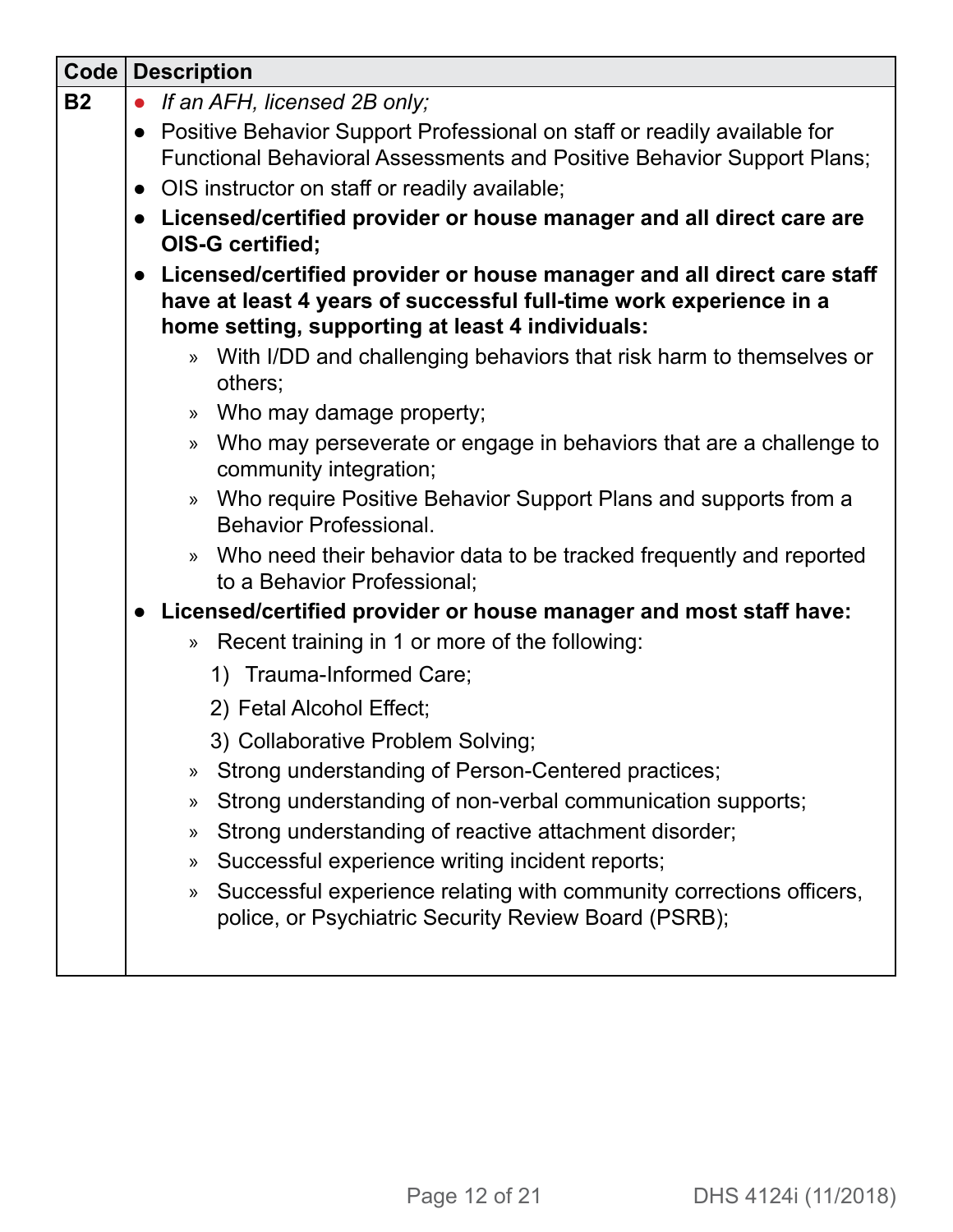| Code | Description |
|---|---|
| **B2** | • *If an AFH, licensed 2B only;*<br>• Positive Behavior Support Professional on staff or readily available for Functional Behavioral Assessments and Positive Behavior Support Plans;<br>• OIS instructor on staff or readily available;<br>• **Licensed/certified provider or house manager and all direct care are OIS-G certified;**<br>• **Licensed/certified provider or house manager and all direct care staff have at least 4 years of successful full-time work experience in a home setting, supporting at least 4 individuals:**<br>  » With I/DD and challenging behaviors that risk harm to themselves or others;<br>  » Who may damage property;<br>  » Who may perseverate or engage in behaviors that are a challenge to community integration;<br>  » Who require Positive Behavior Support Plans and supports from a Behavior Professional.<br>  » Who need their behavior data to be tracked frequently and reported to a Behavior Professional;<br>• **Licensed/certified provider or house manager and most staff have:**<br>  » Recent training in 1 or more of the following:<br>    1) Trauma-Informed Care;<br>    2) Fetal Alcohol Effect;<br>    3) Collaborative Problem Solving;<br>  » Strong understanding of Person-Centered practices;<br>  » Strong understanding of non-verbal communication supports;<br>  » Strong understanding of reactive attachment disorder;<br>  » Successful experience writing incident reports;<br>  » Successful experience relating with community corrections officers, police, or Psychiatric Security Review Board (PSRB); |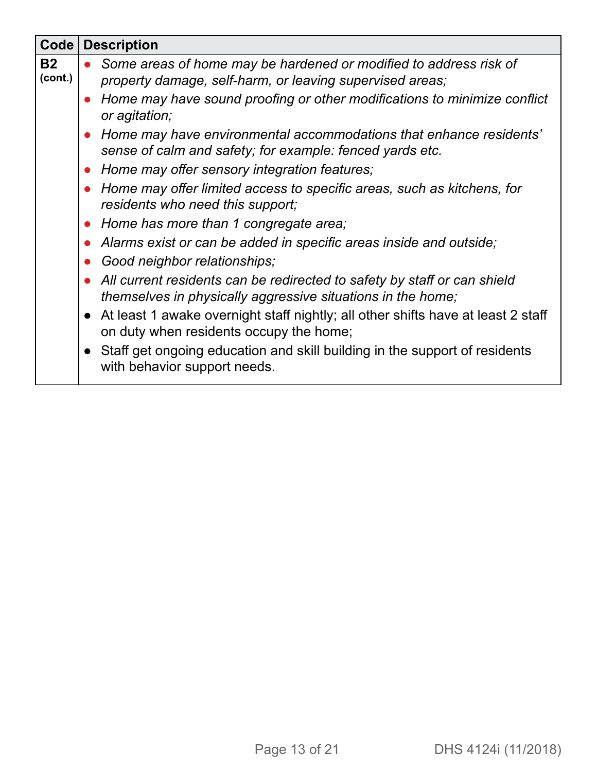| Code | Description |
|---|---|
| **B2** **(cont.)** | • *Some areas of home may be hardened or modified to address risk of property damage, self-harm, or leaving supervised areas;*<br>• *Home may have sound proofing or other modifications to minimize conflict or agitation;*<br>• *Home may have environmental accommodations that enhance residents' sense of calm and safety; for example: fenced yards etc.*<br>• *Home may offer sensory integration features;*<br>• *Home may offer limited access to specific areas, such as kitchens, for residents who need this support;*<br>• *Home has more than 1 congregate area;*<br>• *Alarms exist or can be added in specific areas inside and outside;*<br>• *Good neighbor relationships;*<br>• *All current residents can be redirected to safety by staff or can shield themselves in physically aggressive situations in the home;*<br>• At least 1 awake overnight staff nightly; all other shifts have at least 2 staff on duty when residents occupy the home;<br>• Staff get ongoing education and skill building in the support of residents with behavior support needs. |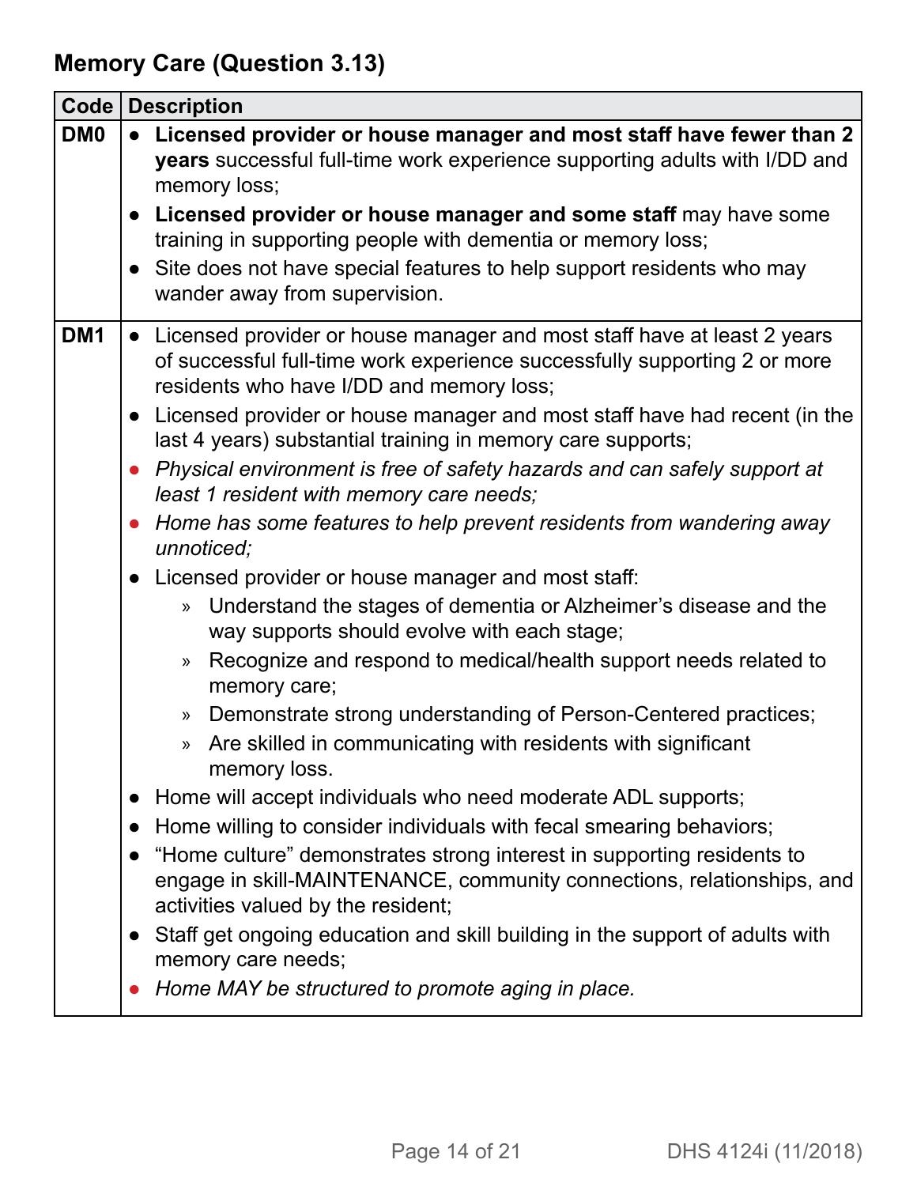## Memory Care (Question 3.13)

| Code | Description |
|---|---|
| DM0 | • **Licensed provider or house manager and most staff have fewer than 2 years** successful full-time work experience supporting adults with I/DD and memory loss;<br>• **Licensed provider or house manager and some staff** may have some training in supporting people with dementia or memory loss;<br>• Site does not have special features to help support residents who may wander away from supervision. |
| DM1 | • Licensed provider or house manager and most staff have at least 2 years of successful full-time work experience successfully supporting 2 or more residents who have I/DD and memory loss;<br>• Licensed provider or house manager and most staff have had recent (in the last 4 years) substantial training in memory care supports;<br>• *Physical environment is free of safety hazards and can safely support at least 1 resident with memory care needs;*<br>• *Home has some features to help prevent residents from wandering away unnoticed;*<br>• Licensed provider or house manager and most staff:<br>  » Understand the stages of dementia or Alzheimer's disease and the way supports should evolve with each stage;<br>  » Recognize and respond to medical/health support needs related to memory care;<br>  » Demonstrate strong understanding of Person-Centered practices;<br>  » Are skilled in communicating with residents with significant memory loss.<br>• Home will accept individuals who need moderate ADL supports;<br>• Home willing to consider individuals with fecal smearing behaviors;<br>• "Home culture" demonstrates strong interest in supporting residents to engage in skill-MAINTENANCE, community connections, relationships, and activities valued by the resident;<br>• Staff get ongoing education and skill building in the support of adults with memory care needs;<br>• *Home MAY be structured to promote aging in place.* |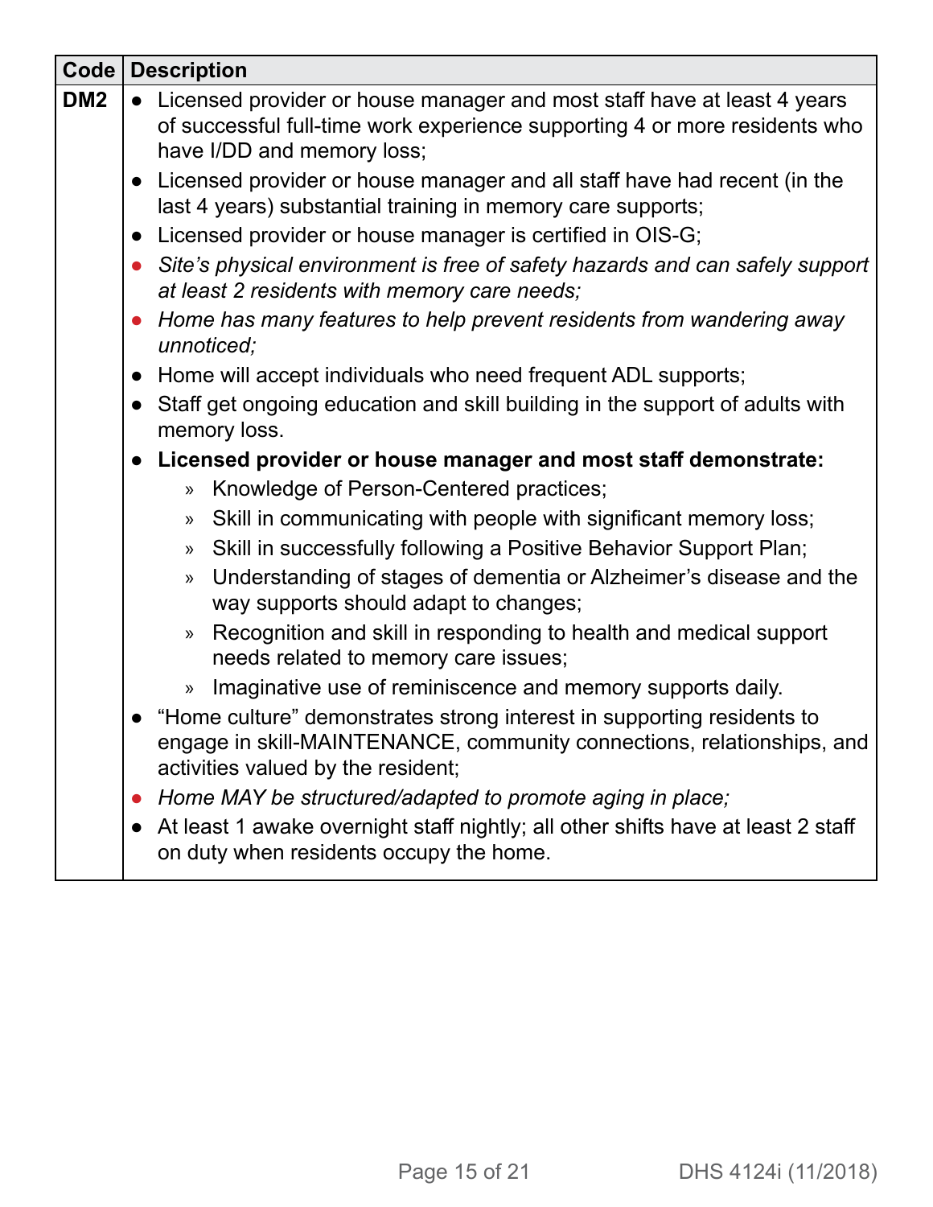| Code | Description |
|---|---|
| DM2 | • Licensed provider or house manager and most staff have at least 4 years of successful full-time work experience supporting 4 or more residents who have I/DD and memory loss;<br>• Licensed provider or house manager and all staff have had recent (in the last 4 years) substantial training in memory care supports;<br>• Licensed provider or house manager is certified in OIS-G;<br>• *Site's physical environment is free of safety hazards and can safely support at least 2 residents with memory care needs;*<br>• *Home has many features to help prevent residents from wandering away unnoticed;*<br>• Home will accept individuals who need frequent ADL supports;<br>• Staff get ongoing education and skill building in the support of adults with memory loss.<br>• **Licensed provider or house manager and most staff demonstrate:**<br>  » Knowledge of Person-Centered practices;<br>  » Skill in communicating with people with significant memory loss;<br>  » Skill in successfully following a Positive Behavior Support Plan;<br>  » Understanding of stages of dementia or Alzheimer's disease and the way supports should adapt to changes;<br>  » Recognition and skill in responding to health and medical support needs related to memory care issues;<br>  » Imaginative use of reminiscence and memory supports daily.<br>• "Home culture" demonstrates strong interest in supporting residents to engage in skill-MAINTENANCE, community connections, relationships, and activities valued by the resident;<br>• *Home MAY be structured/adapted to promote aging in place;*<br>• At least 1 awake overnight staff nightly; all other shifts have at least 2 staff on duty when residents occupy the home. |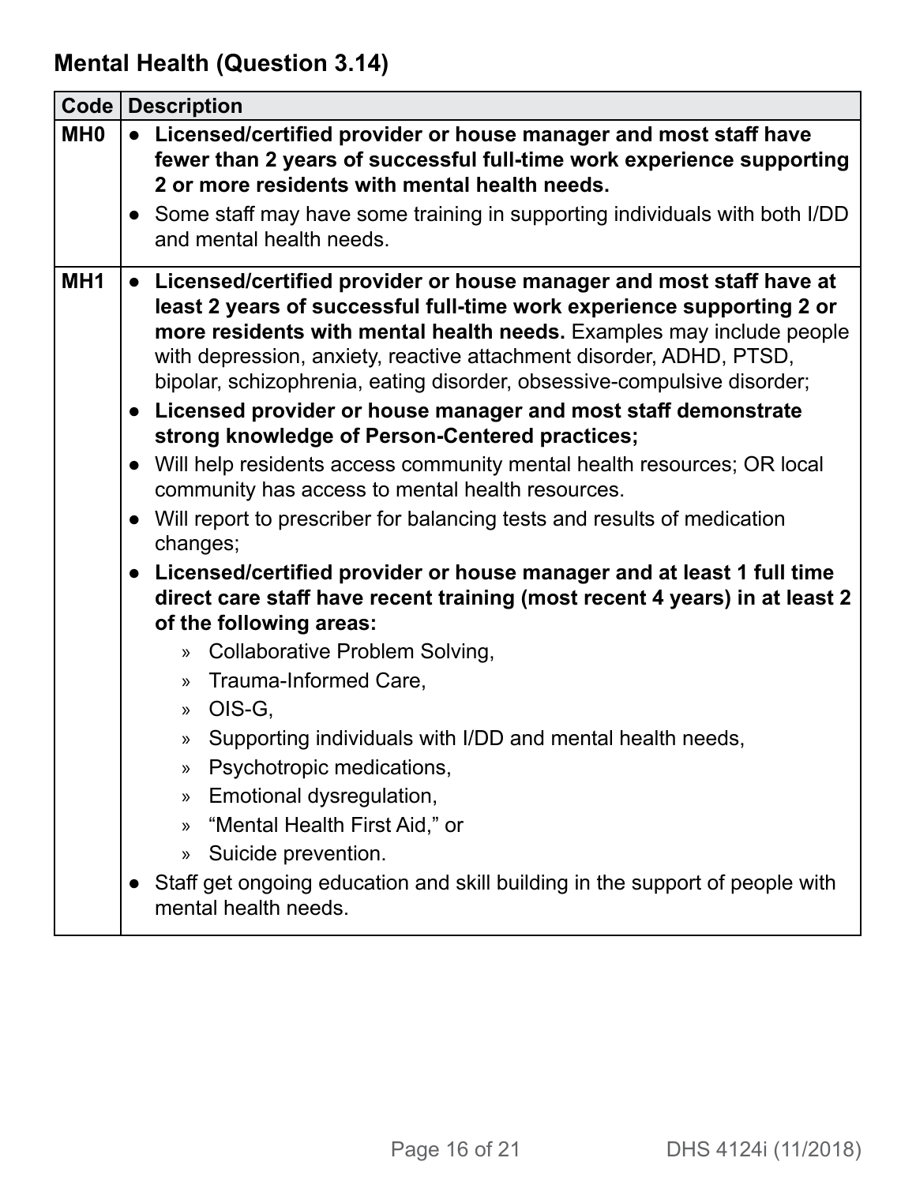## Mental Health (Question 3.14)

| Code | Description |
|---|---|
| MH0 | • **Licensed/certified provider or house manager and most staff have fewer than 2 years of successful full-time work experience supporting 2 or more residents with mental health needs.**<br>• Some staff may have some training in supporting individuals with both I/DD and mental health needs. |
| MH1 | • **Licensed/certified provider or house manager and most staff have at least 2 years of successful full-time work experience supporting 2 or more residents with mental health needs.** Examples may include people with depression, anxiety, reactive attachment disorder, ADHD, PTSD, bipolar, schizophrenia, eating disorder, obsessive-compulsive disorder;<br>• **Licensed provider or house manager and most staff demonstrate strong knowledge of Person-Centered practices;**<br>• Will help residents access community mental health resources; OR local community has access to mental health resources.<br>• Will report to prescriber for balancing tests and results of medication changes;<br>• **Licensed/certified provider or house manager and at least 1 full time direct care staff have recent training (most recent 4 years) in at least 2 of the following areas:**<br>» Collaborative Problem Solving,<br>» Trauma-Informed Care,<br>» OIS-G,<br>» Supporting individuals with I/DD and mental health needs,<br>» Psychotropic medications,<br>» Emotional dysregulation,<br>» “Mental Health First Aid,” or<br>» Suicide prevention.<br>• Staff get ongoing education and skill building in the support of people with mental health needs. |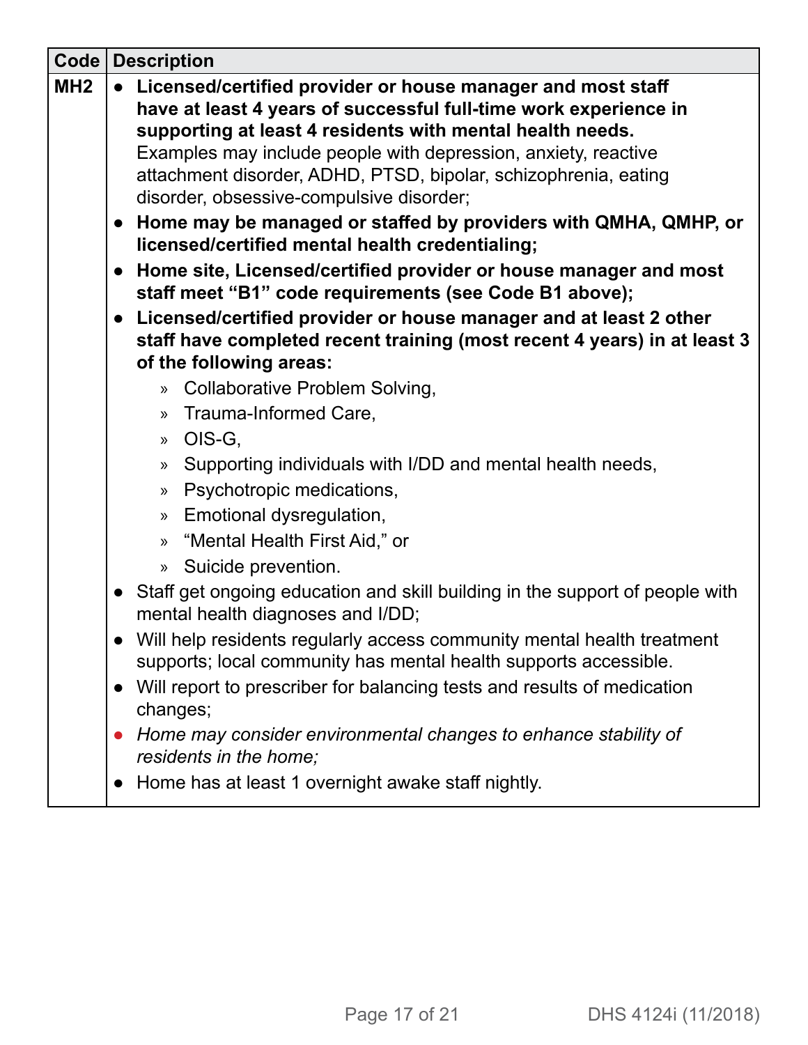| Code | Description |
|---|---|
| MH2 | • **Licensed/certified provider or house manager and most staff have at least 4 years of successful full-time work experience in supporting at least 4 residents with mental health needs.** Examples may include people with depression, anxiety, reactive attachment disorder, ADHD, PTSD, bipolar, schizophrenia, eating disorder, obsessive-compulsive disorder;<br>• **Home may be managed or staffed by providers with QMHA, QMHP, or licensed/certified mental health credentialing;**<br>• **Home site, Licensed/certified provider or house manager and most staff meet "B1" code requirements (see Code B1 above);**<br>• **Licensed/certified provider or house manager and at least 2 other staff have completed recent training (most recent 4 years) in at least 3 of the following areas:**<br>  » Collaborative Problem Solving,<br>  » Trauma-Informed Care,<br>  » OIS-G,<br>  » Supporting individuals with I/DD and mental health needs,<br>  » Psychotropic medications,<br>  » Emotional dysregulation,<br>  » "Mental Health First Aid," or<br>  » Suicide prevention.<br>• Staff get ongoing education and skill building in the support of people with mental health diagnoses and I/DD;<br>• Will help residents regularly access community mental health treatment supports; local community has mental health supports accessible.<br>• Will report to prescriber for balancing tests and results of medication changes;<br>• *Home may consider environmental changes to enhance stability of residents in the home;*<br>• Home has at least 1 overnight awake staff nightly. |

DHS 4124i (11/2018)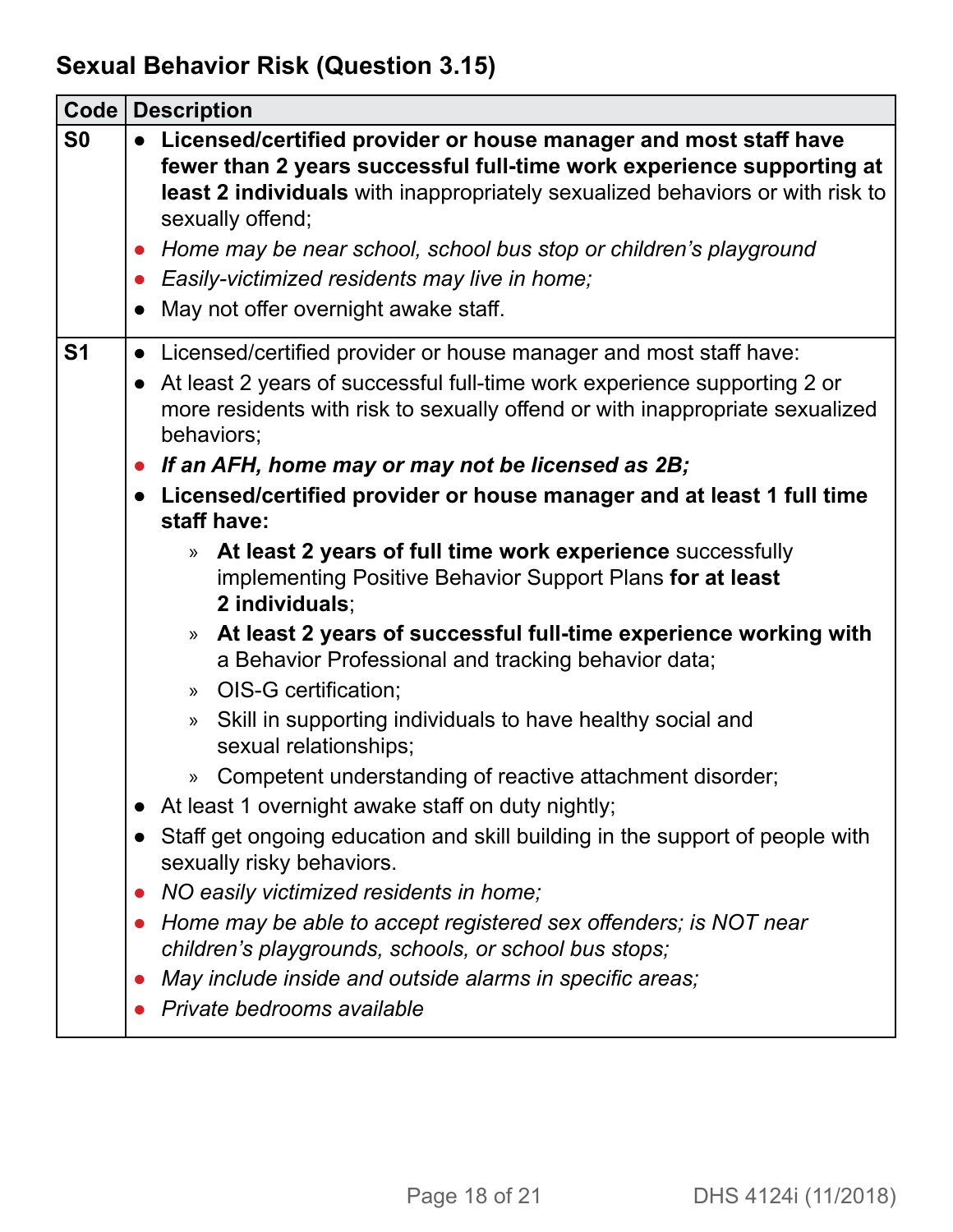## Sexual Behavior Risk (Question 3.15)

| Code | Description |
|---|---|
| S0 | • **Licensed/certified provider or house manager and most staff have fewer than 2 years successful full-time work experience supporting at least 2 individuals** with inappropriately sexualized behaviors or with risk to sexually offend;<br>• *Home may be near school, school bus stop or children's playground*<br>• *Easily-victimized residents may live in home;*<br>• May not offer overnight awake staff. |
| S1 | • Licensed/certified provider or house manager and most staff have:<br>• At least 2 years of successful full-time work experience supporting 2 or more residents with risk to sexually offend or with inappropriate sexualized behaviors;<br>• ***If an AFH, home may or may not be licensed as 2B;***<br>• **Licensed/certified provider or house manager and at least 1 full time staff have:**<br>  » **At least 2 years of full time work experience** successfully implementing Positive Behavior Support Plans **for at least 2 individuals**;<br>  » **At least 2 years of successful full-time experience working with** a Behavior Professional and tracking behavior data;<br>  » OIS-G certification;<br>  » Skill in supporting individuals to have healthy social and sexual relationships;<br>  » Competent understanding of reactive attachment disorder;<br>• At least 1 overnight awake staff on duty nightly;<br>• Staff get ongoing education and skill building in the support of people with sexually risky behaviors.<br>• *NO easily victimized residents in home;*<br>• *Home may be able to accept registered sex offenders; is NOT near children's playgrounds, schools, or school bus stops;*<br>• *May include inside and outside alarms in specific areas;*<br>• *Private bedrooms available* |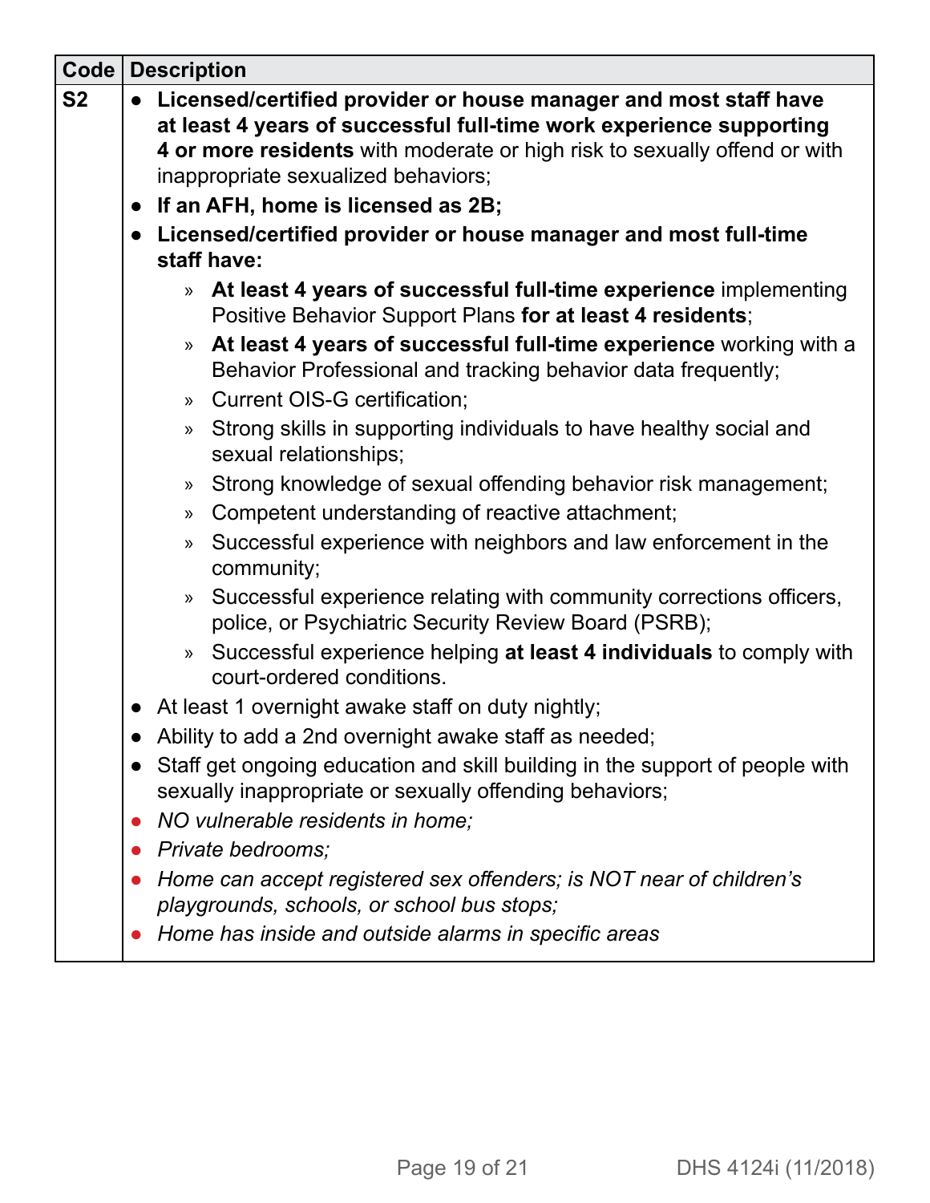| Code | Description |
|---|---|
| S2 | • **Licensed/certified provider or house manager and most staff have at least 4 years of successful full-time work experience supporting 4 or more residents** with moderate or high risk to sexually offend or with inappropriate sexualized behaviors;<br>• **If an AFH, home is licensed as 2B;**<br>• **Licensed/certified provider or house manager and most full-time staff have:**<br>  » **At least 4 years of successful full-time experience** implementing Positive Behavior Support Plans **for at least 4 residents**;<br>  » **At least 4 years of successful full-time experience** working with a Behavior Professional and tracking behavior data frequently;<br>  » Current OIS-G certification;<br>  » Strong skills in supporting individuals to have healthy social and sexual relationships;<br>  » Strong knowledge of sexual offending behavior risk management;<br>  » Competent understanding of reactive attachment;<br>  » Successful experience with neighbors and law enforcement in the community;<br>  » Successful experience relating with community corrections officers, police, or Psychiatric Security Review Board (PSRB);<br>  » Successful experience helping **at least 4 individuals** to comply with court-ordered conditions.<br>• At least 1 overnight awake staff on duty nightly;<br>• Ability to add a 2nd overnight awake staff as needed;<br>• Staff get ongoing education and skill building in the support of people with sexually inappropriate or sexually offending behaviors;<br>• *NO vulnerable residents in home;*<br>• *Private bedrooms;*<br>• *Home can accept registered sex offenders; is NOT near of children's playgrounds, schools, or school bus stops;*<br>• *Home has inside and outside alarms in specific areas* |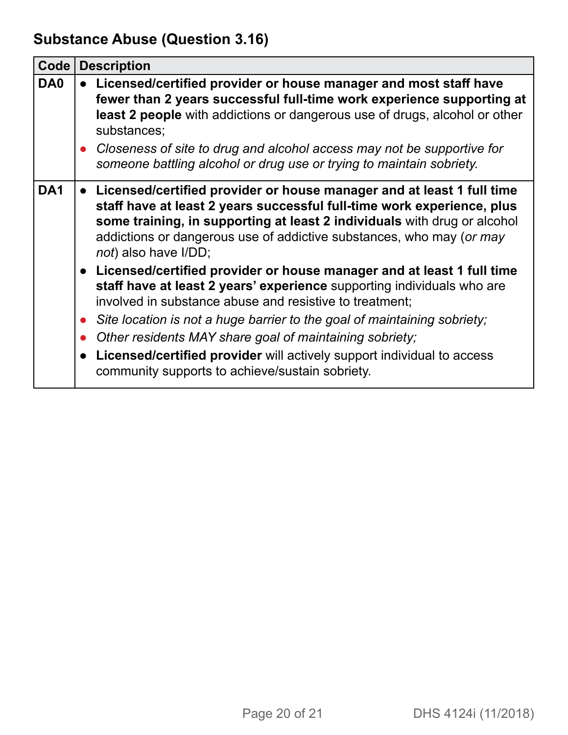## Substance Abuse (Question 3.16)

| Code | Description |
|---|---|
| DA0 | • **Licensed/certified provider or house manager and most staff have fewer than 2 years successful full-time work experience supporting at least 2 people** with addictions or dangerous use of drugs, alcohol or other substances;<br>• *Closeness of site to drug and alcohol access may not be supportive for someone battling alcohol or drug use or trying to maintain sobriety.* |
| DA1 | • **Licensed/certified provider or house manager and at least 1 full time staff have at least 2 years successful full-time work experience, plus some training, in supporting at least 2 individuals** with drug or alcohol addictions or dangerous use of addictive substances, who may (*or may not*) also have I/DD;<br>• **Licensed/certified provider or house manager and at least 1 full time staff have at least 2 years' experience** supporting individuals who are involved in substance abuse and resistive to treatment;<br>• *Site location is not a huge barrier to the goal of maintaining sobriety;*<br>• *Other residents MAY share goal of maintaining sobriety;*<br>• **Licensed/certified provider** will actively support individual to access community supports to achieve/sustain sobriety. |

DHS 4124i (11/2018)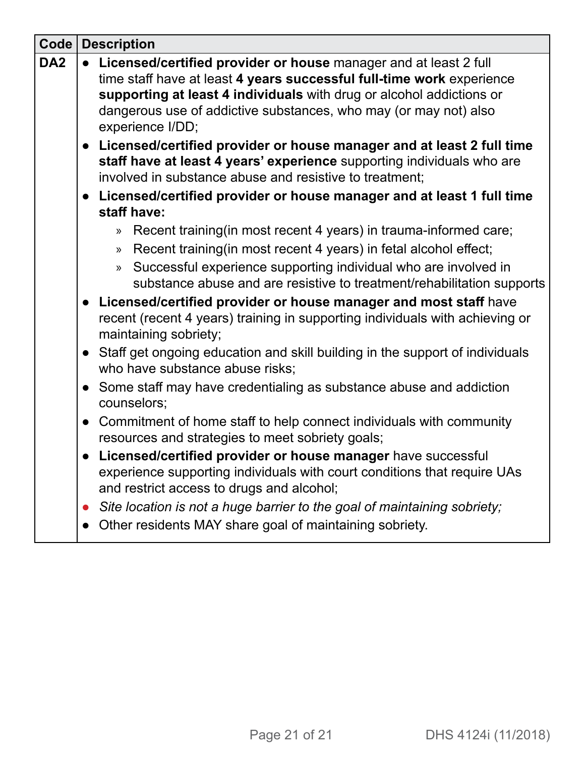| Code | Description |
|---|---|
| DA2 | • **Licensed/certified provider or house** manager and at least 2 full time staff have at least **4 years successful full-time work** experience **supporting at least 4 individuals** with drug or alcohol addictions or dangerous use of addictive substances, who may (or may not) also experience I/DD;<br>• **Licensed/certified provider or house manager and at least 2 full time staff have at least 4 years' experience** supporting individuals who are involved in substance abuse and resistive to treatment;<br>• **Licensed/certified provider or house manager and at least 1 full time staff have:**<br>  » Recent training(in most recent 4 years) in trauma-informed care;<br>  » Recent training(in most recent 4 years) in fetal alcohol effect;<br>  » Successful experience supporting individual who are involved in substance abuse and are resistive to treatment/rehabilitation supports<br>• **Licensed/certified provider or house manager and most staff** have recent (recent 4 years) training in supporting individuals with achieving or maintaining sobriety;<br>• Staff get ongoing education and skill building in the support of individuals who have substance abuse risks;<br>• Some staff may have credentialing as substance abuse and addiction counselors;<br>• Commitment of home staff to help connect individuals with community resources and strategies to meet sobriety goals;<br>• **Licensed/certified provider or house manager** have successful experience supporting individuals with court conditions that require UAs and restrict access to drugs and alcohol;<br>• *Site location is not a huge barrier to the goal of maintaining sobriety;*<br>• Other residents MAY share goal of maintaining sobriety. |

DHS 4124i (11/2018)